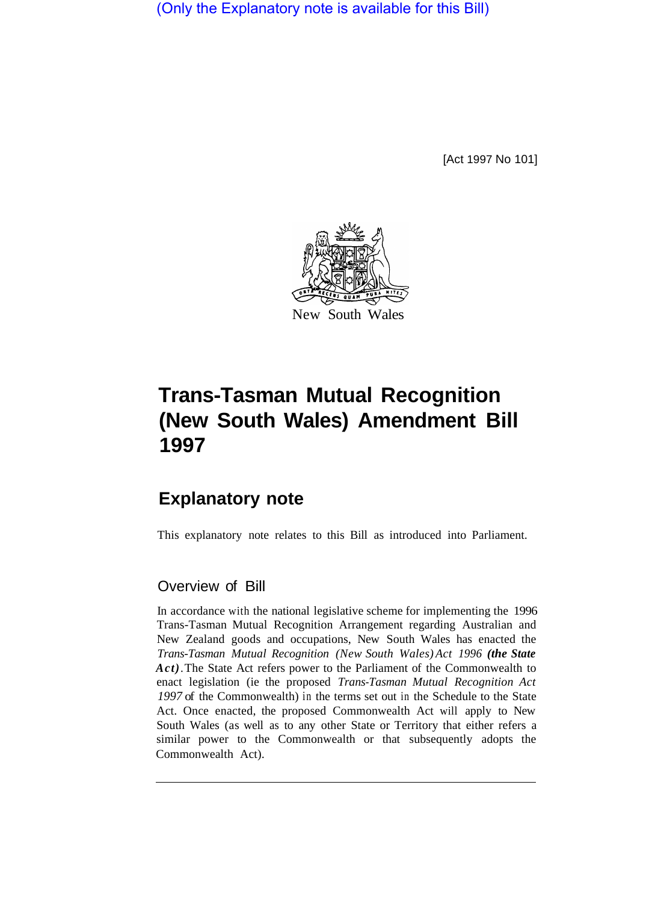(Only the Explanatory note is available for this Bill)

[Act 1997 No 101]

New South Wales

# Trans-Tasman Mutual Recognition (New South Wales) Amendment Bill 1997

## Explanatory note

This explanatory note relates to this Bill as introduced into Parliament.

### Overview of Bill

In accordance with the national legislative scheme for implementing the 1996 Trans-Tasman Mutual Recognition Arrangement regarding Australian and New Zealand goods and occupations, New South Wales has enacted the *Trans-Tasman Mutual Recognition (New South Wales) Act 1996* ***(the State Act)***. The State Act refers power to the Parliament of the Commonwealth to enact legislation (ie the proposed *Trans-Tasman Mutual Recognition Act 1997* of the Commonwealth) in the terms set out in the Schedule to the State Act. Once enacted, the proposed Commonwealth Act will apply to New South Wales (as well as to any other State or Territory that either refers a similar power to the Commonwealth or that subsequently adopts the Commonwealth Act).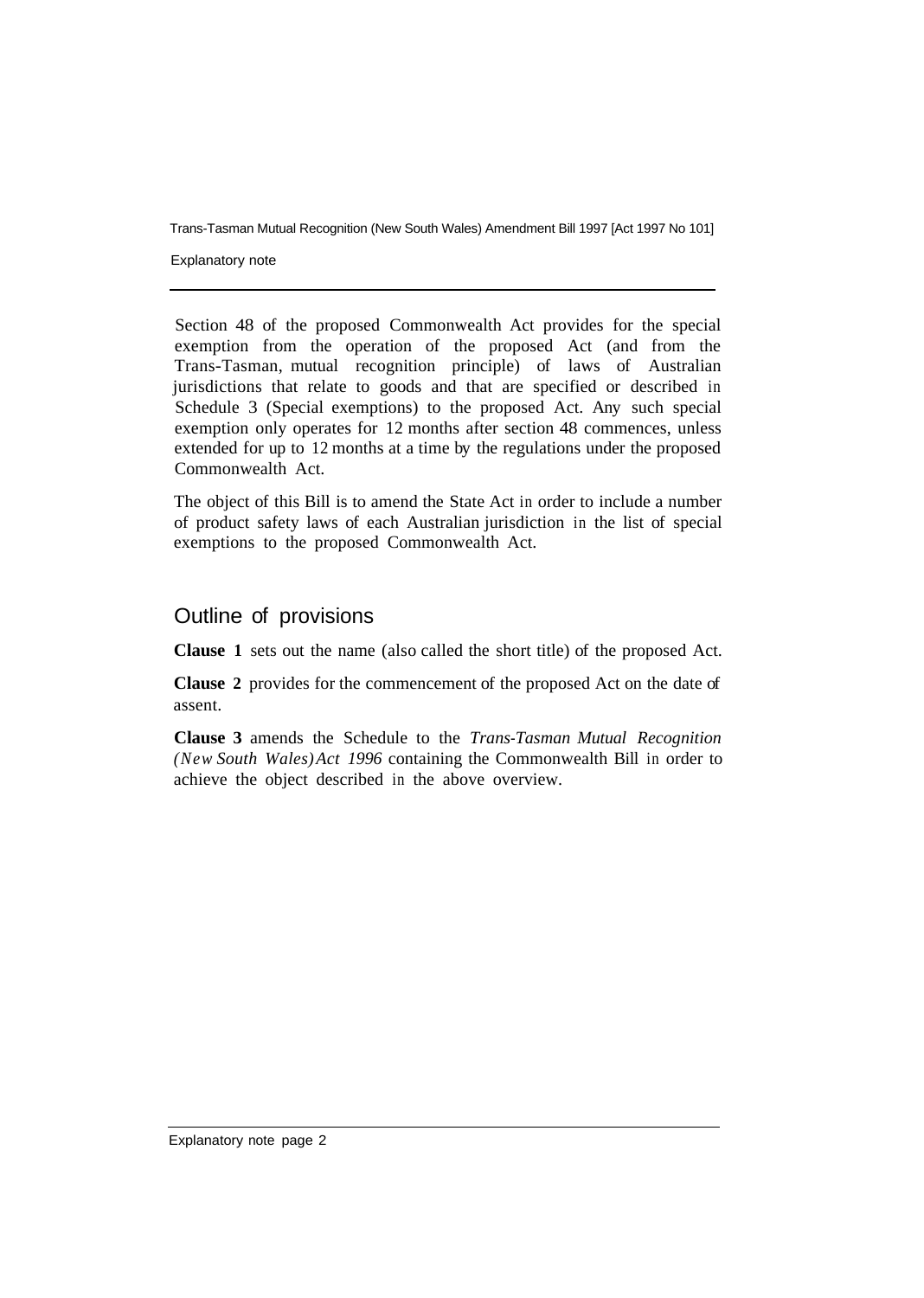Section 48 of the proposed Commonwealth Act provides for the special exemption from the operation of the proposed Act (and from the Trans-Tasman, mutual recognition principle) of laws of Australian jurisdictions that relate to goods and that are specified or described in Schedule 3 (Special exemptions) to the proposed Act. Any such special exemption only operates for 12 months after section 48 commences, unless extended for up to 12 months at a time by the regulations under the proposed Commonwealth Act.

The object of this Bill is to amend the State Act in order to include a number of product safety laws of each Australian jurisdiction in the list of special exemptions to the proposed Commonwealth Act.

## Outline of provisions

**Clause 1** sets out the name (also called the short title) of the proposed Act.

**Clause 2** provides for the commencement of the proposed Act on the date of assent.

**Clause 3** amends the Schedule to the *Trans-Tasman Mutual Recognition (New South Wales) Act 1996* containing the Commonwealth Bill in order to achieve the object described in the above overview.